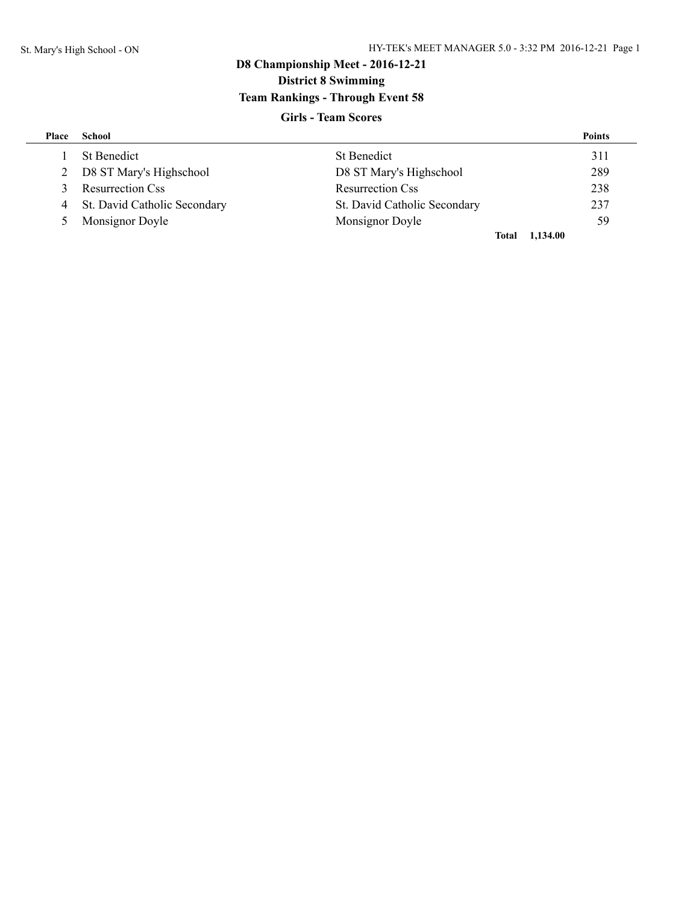# D8 Championship Meet - 2016-12-21

## District 8 Swimming

### Team Rankings - Through Event 58

#### Girls - Team Scores

| Place | School | | Points |
|---|---|---|---|
| 1 | St Benedict | St Benedict | 311 |
| 2 | D8 ST Mary's Highschool | D8 ST Mary's Highschool | 289 |
| 3 | Resurrection Css | Resurrection Css | 238 |
| 4 | St. David Catholic Secondary | St. David Catholic Secondary | 237 |
| 5 | Monsignor Doyle | Monsignor Doyle | 59 |
| | | **Total** | **1,134.00** |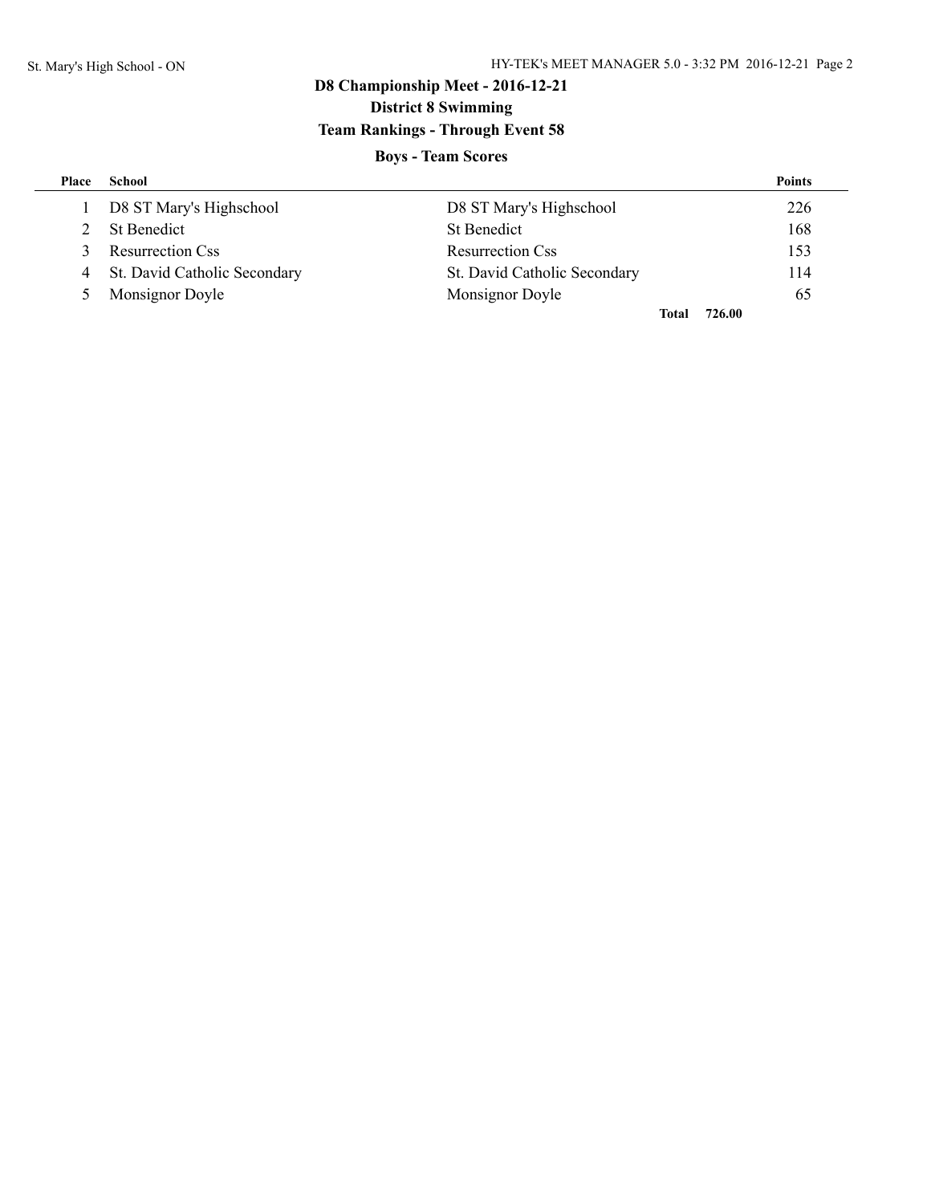# D8 Championship Meet - 2016-12-21

## District 8 Swimming

## Team Rankings - Through Event 58

### Boys - Team Scores

| Place | School | | Points |
|---|---|---|---|
| 1 | D8 ST Mary's Highschool | D8 ST Mary's Highschool | 226 |
| 2 | St Benedict | St Benedict | 168 |
| 3 | Resurrection Css | Resurrection Css | 153 |
| 4 | St. David Catholic Secondary | St. David Catholic Secondary | 114 |
| 5 | Monsignor Doyle | Monsignor Doyle | 65 |
| | | **Total** | **726.00** |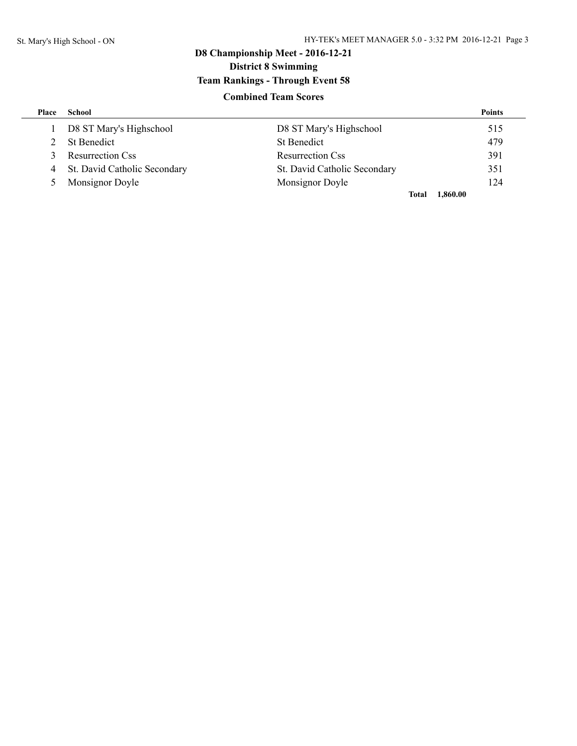# D8 Championship Meet - 2016-12-21

## District 8 Swimming

### Team Rankings - Through Event 58

#### Combined Team Scores

| Place | School | | Points |
|---|---|---|---|
| 1 | D8 ST Mary's Highschool | D8 ST Mary's Highschool | 515 |
| 2 | St Benedict | St Benedict | 479 |
| 3 | Resurrection Css | Resurrection Css | 391 |
| 4 | St. David Catholic Secondary | St. David Catholic Secondary | 351 |
| 5 | Monsignor Doyle | Monsignor Doyle | 124 |
| | | **Total** | **1,860.00** |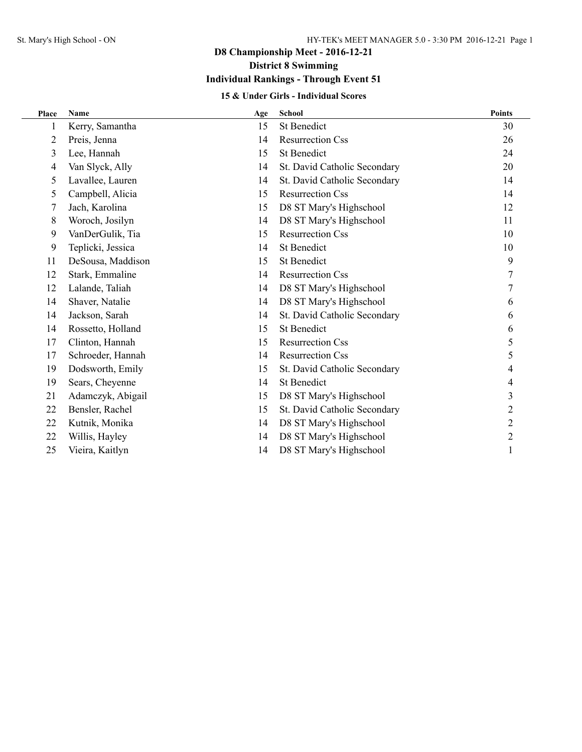# D8 Championship Meet - 2016-12-21

## District 8 Swimming

## Individual Rankings - Through Event 51

### 15 & Under Girls - Individual Scores

| Place | Name | Age | School | Points |
|---|---|---|---|---|
| 1 | Kerry, Samantha | 15 | St Benedict | 30 |
| 2 | Preis, Jenna | 14 | Resurrection Css | 26 |
| 3 | Lee, Hannah | 15 | St Benedict | 24 |
| 4 | Van Slyck, Ally | 14 | St. David Catholic Secondary | 20 |
| 5 | Lavallee, Lauren | 14 | St. David Catholic Secondary | 14 |
| 5 | Campbell, Alicia | 15 | Resurrection Css | 14 |
| 7 | Jach, Karolina | 15 | D8 ST Mary's Highschool | 12 |
| 8 | Woroch, Josilyn | 14 | D8 ST Mary's Highschool | 11 |
| 9 | VanDerGulik, Tia | 15 | Resurrection Css | 10 |
| 9 | Teplicki, Jessica | 14 | St Benedict | 10 |
| 11 | DeSousa, Maddison | 15 | St Benedict | 9 |
| 12 | Stark, Emmaline | 14 | Resurrection Css | 7 |
| 12 | Lalande, Taliah | 14 | D8 ST Mary's Highschool | 7 |
| 14 | Shaver, Natalie | 14 | D8 ST Mary's Highschool | 6 |
| 14 | Jackson, Sarah | 14 | St. David Catholic Secondary | 6 |
| 14 | Rossetto, Holland | 15 | St Benedict | 6 |
| 17 | Clinton, Hannah | 15 | Resurrection Css | 5 |
| 17 | Schroeder, Hannah | 14 | Resurrection Css | 5 |
| 19 | Dodsworth, Emily | 15 | St. David Catholic Secondary | 4 |
| 19 | Sears, Cheyenne | 14 | St Benedict | 4 |
| 21 | Adamczyk, Abigail | 15 | D8 ST Mary's Highschool | 3 |
| 22 | Bensler, Rachel | 15 | St. David Catholic Secondary | 2 |
| 22 | Kutnik, Monika | 14 | D8 ST Mary's Highschool | 2 |
| 22 | Willis, Hayley | 14 | D8 ST Mary's Highschool | 2 |
| 25 | Vieira, Kaitlyn | 14 | D8 ST Mary's Highschool | 1 |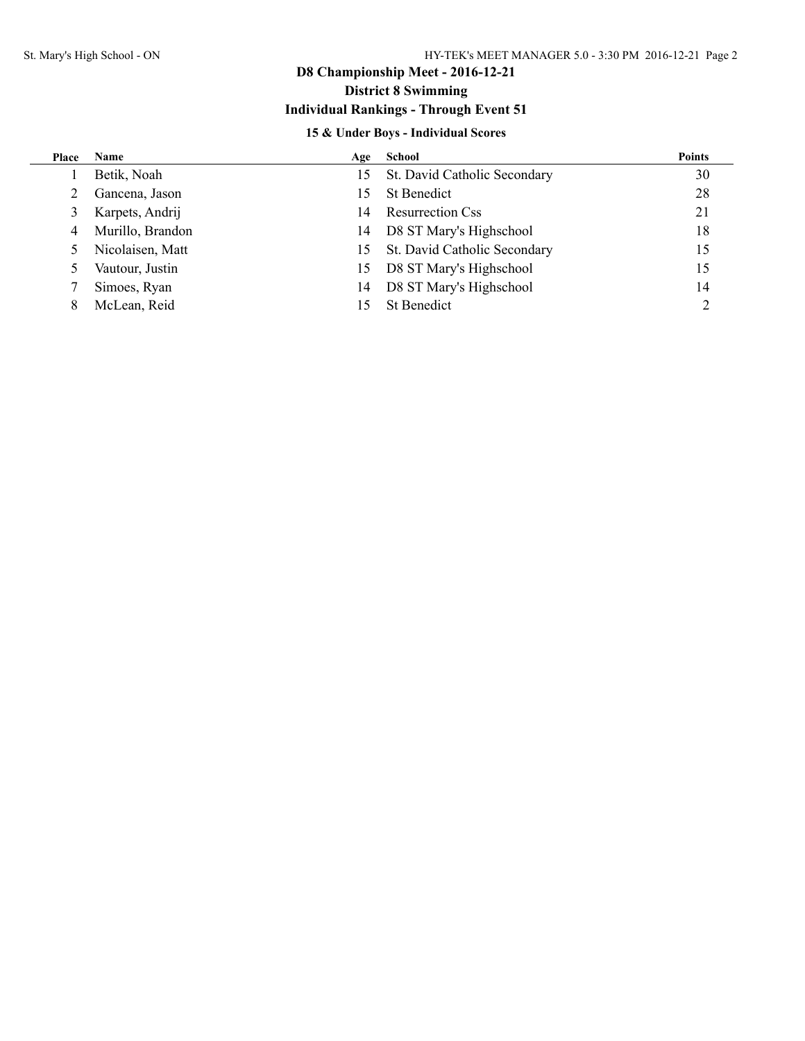# D8 Championship Meet - 2016-12-21

## District 8 Swimming

## Individual Rankings - Through Event 51

### 15 & Under Boys - Individual Scores

| Place | Name | Age | School | Points |
|---|---|---|---|---|
| 1 | Betik, Noah | 15 | St. David Catholic Secondary | 30 |
| 2 | Gancena, Jason | 15 | St Benedict | 28 |
| 3 | Karpets, Andrij | 14 | Resurrection Css | 21 |
| 4 | Murillo, Brandon | 14 | D8 ST Mary's Highschool | 18 |
| 5 | Nicolaisen, Matt | 15 | St. David Catholic Secondary | 15 |
| 5 | Vautour, Justin | 15 | D8 ST Mary's Highschool | 15 |
| 7 | Simoes, Ryan | 14 | D8 ST Mary's Highschool | 14 |
| 8 | McLean, Reid | 15 | St Benedict | 2 |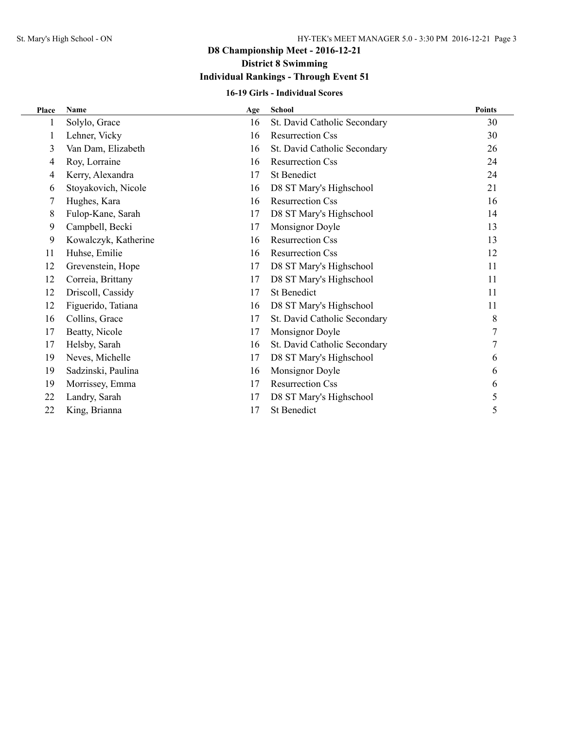# D8 Championship Meet - 2016-12-21

## District 8 Swimming

## Individual Rankings - Through Event 51

### 16-19 Girls - Individual Scores

| Place | Name | Age | School | Points |
|---|---|---|---|---|
| 1 | Solylo, Grace | 16 | St. David Catholic Secondary | 30 |
| 1 | Lehner, Vicky | 16 | Resurrection Css | 30 |
| 3 | Van Dam, Elizabeth | 16 | St. David Catholic Secondary | 26 |
| 4 | Roy, Lorraine | 16 | Resurrection Css | 24 |
| 4 | Kerry, Alexandra | 17 | St Benedict | 24 |
| 6 | Stoyakovich, Nicole | 16 | D8 ST Mary's Highschool | 21 |
| 7 | Hughes, Kara | 16 | Resurrection Css | 16 |
| 8 | Fulop-Kane, Sarah | 17 | D8 ST Mary's Highschool | 14 |
| 9 | Campbell, Becki | 17 | Monsignor Doyle | 13 |
| 9 | Kowalczyk, Katherine | 16 | Resurrection Css | 13 |
| 11 | Huhse, Emilie | 16 | Resurrection Css | 12 |
| 12 | Grevenstein, Hope | 17 | D8 ST Mary's Highschool | 11 |
| 12 | Correia, Brittany | 17 | D8 ST Mary's Highschool | 11 |
| 12 | Driscoll, Cassidy | 17 | St Benedict | 11 |
| 12 | Figuerido, Tatiana | 16 | D8 ST Mary's Highschool | 11 |
| 16 | Collins, Grace | 17 | St. David Catholic Secondary | 8 |
| 17 | Beatty, Nicole | 17 | Monsignor Doyle | 7 |
| 17 | Helsby, Sarah | 16 | St. David Catholic Secondary | 7 |
| 19 | Neves, Michelle | 17 | D8 ST Mary's Highschool | 6 |
| 19 | Sadzinski, Paulina | 16 | Monsignor Doyle | 6 |
| 19 | Morrissey, Emma | 17 | Resurrection Css | 6 |
| 22 | Landry, Sarah | 17 | D8 ST Mary's Highschool | 5 |
| 22 | King, Brianna | 17 | St Benedict | 5 |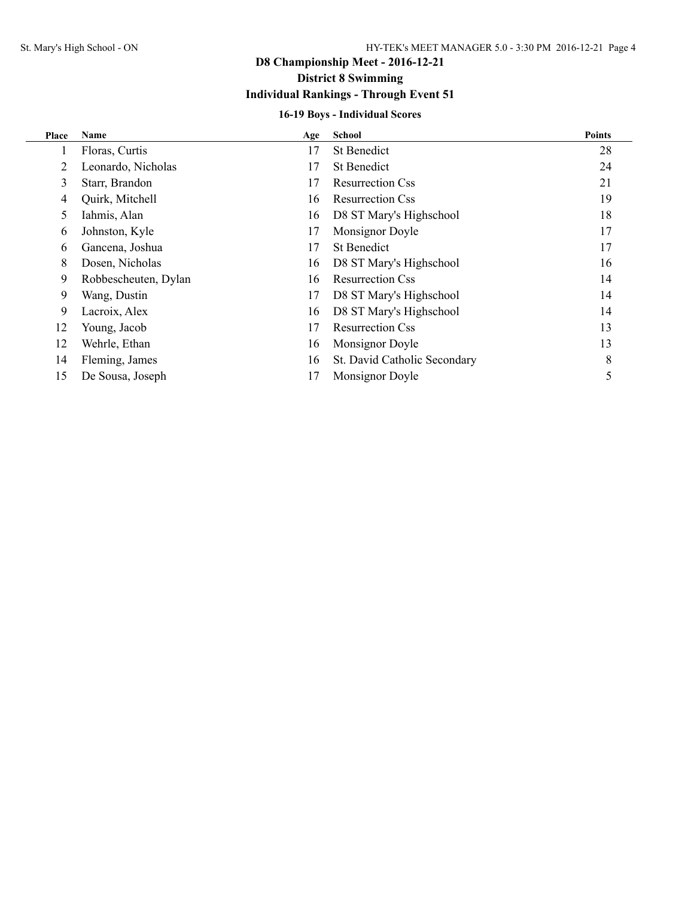# D8 Championship Meet - 2016-12-21

## District 8 Swimming

## Individual Rankings - Through Event 51

### 16-19 Boys - Individual Scores

| Place | Name | Age | School | Points |
|---|---|---|---|---|
| 1 | Floras, Curtis | 17 | St Benedict | 28 |
| 2 | Leonardo, Nicholas | 17 | St Benedict | 24 |
| 3 | Starr, Brandon | 17 | Resurrection Css | 21 |
| 4 | Quirk, Mitchell | 16 | Resurrection Css | 19 |
| 5 | Iahmis, Alan | 16 | D8 ST Mary's Highschool | 18 |
| 6 | Johnston, Kyle | 17 | Monsignor Doyle | 17 |
| 6 | Gancena, Joshua | 17 | St Benedict | 17 |
| 8 | Dosen, Nicholas | 16 | D8 ST Mary's Highschool | 16 |
| 9 | Robbescheuten, Dylan | 16 | Resurrection Css | 14 |
| 9 | Wang, Dustin | 17 | D8 ST Mary's Highschool | 14 |
| 9 | Lacroix, Alex | 16 | D8 ST Mary's Highschool | 14 |
| 12 | Young, Jacob | 17 | Resurrection Css | 13 |
| 12 | Wehrle, Ethan | 16 | Monsignor Doyle | 13 |
| 14 | Fleming, James | 16 | St. David Catholic Secondary | 8 |
| 15 | De Sousa, Joseph | 17 | Monsignor Doyle | 5 |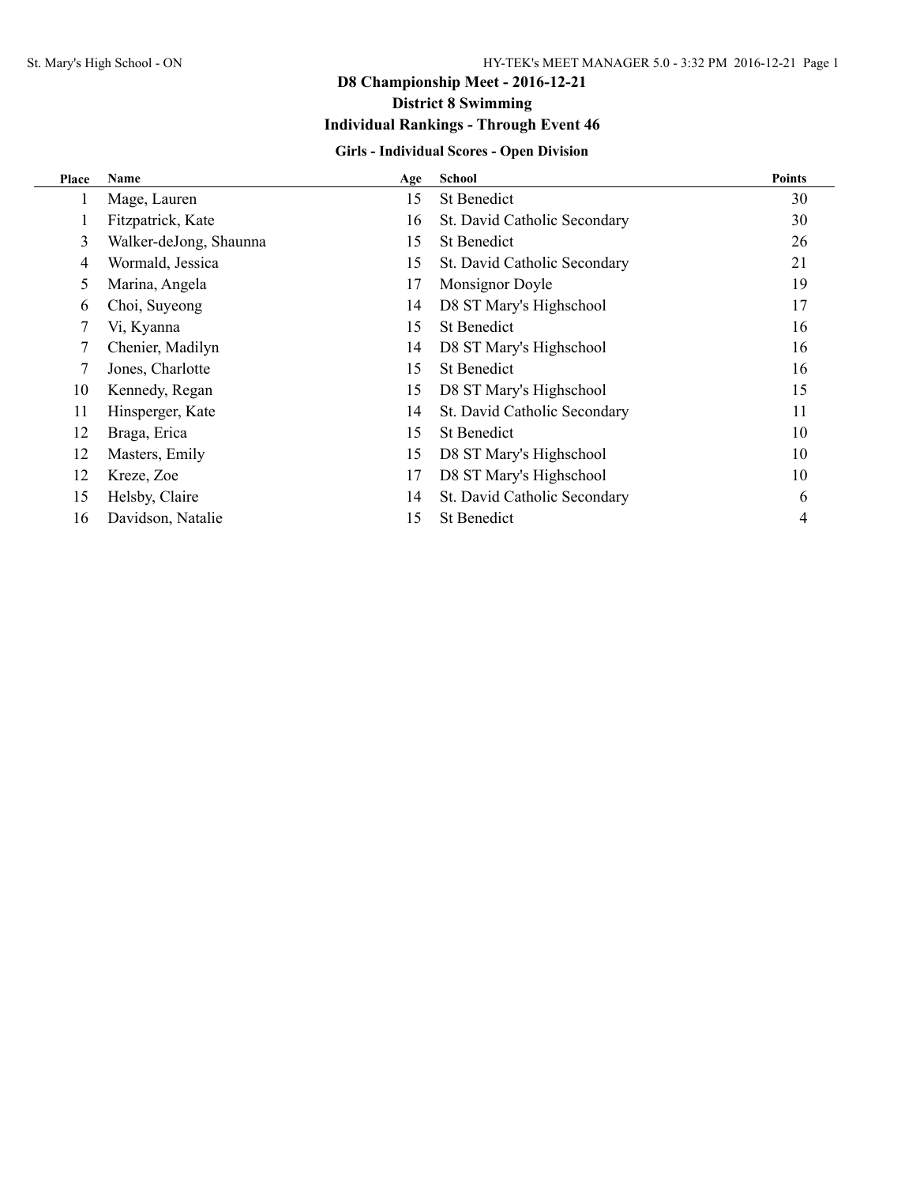# D8 Championship Meet - 2016-12-21

## District 8 Swimming

## Individual Rankings - Through Event 46

### Girls - Individual Scores - Open Division

| Place | Name | Age | School | Points |
|---|---|---|---|---|
| 1 | Mage, Lauren | 15 | St Benedict | 30 |
| 1 | Fitzpatrick, Kate | 16 | St. David Catholic Secondary | 30 |
| 3 | Walker-deJong, Shaunna | 15 | St Benedict | 26 |
| 4 | Wormald, Jessica | 15 | St. David Catholic Secondary | 21 |
| 5 | Marina, Angela | 17 | Monsignor Doyle | 19 |
| 6 | Choi, Suyeong | 14 | D8 ST Mary's Highschool | 17 |
| 7 | Vi, Kyanna | 15 | St Benedict | 16 |
| 7 | Chenier, Madilyn | 14 | D8 ST Mary's Highschool | 16 |
| 7 | Jones, Charlotte | 15 | St Benedict | 16 |
| 10 | Kennedy, Regan | 15 | D8 ST Mary's Highschool | 15 |
| 11 | Hinsperger, Kate | 14 | St. David Catholic Secondary | 11 |
| 12 | Braga, Erica | 15 | St Benedict | 10 |
| 12 | Masters, Emily | 15 | D8 ST Mary's Highschool | 10 |
| 12 | Kreze, Zoe | 17 | D8 ST Mary's Highschool | 10 |
| 15 | Helsby, Claire | 14 | St. David Catholic Secondary | 6 |
| 16 | Davidson, Natalie | 15 | St Benedict | 4 |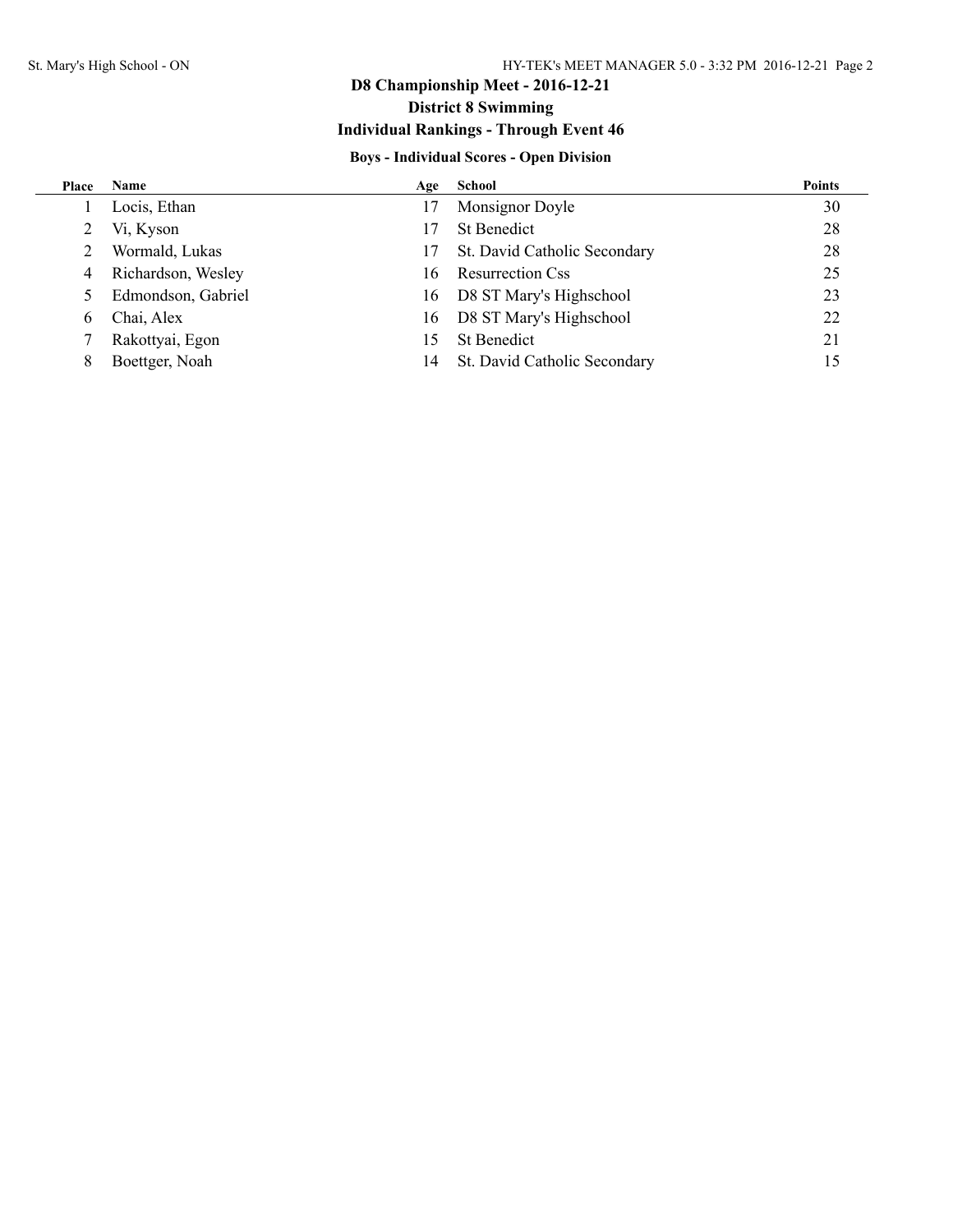# D8 Championship Meet - 2016-12-21

## District 8 Swimming

## Individual Rankings - Through Event 46

### Boys - Individual Scores - Open Division

| Place | Name | Age | School | Points |
|---|---|---|---|---|
| 1 | Locis, Ethan | 17 | Monsignor Doyle | 30 |
| 2 | Vi, Kyson | 17 | St Benedict | 28 |
| 2 | Wormald, Lukas | 17 | St. David Catholic Secondary | 28 |
| 4 | Richardson, Wesley | 16 | Resurrection Css | 25 |
| 5 | Edmondson, Gabriel | 16 | D8 ST Mary's Highschool | 23 |
| 6 | Chai, Alex | 16 | D8 ST Mary's Highschool | 22 |
| 7 | Rakottyai, Egon | 15 | St Benedict | 21 |
| 8 | Boettger, Noah | 14 | St. David Catholic Secondary | 15 |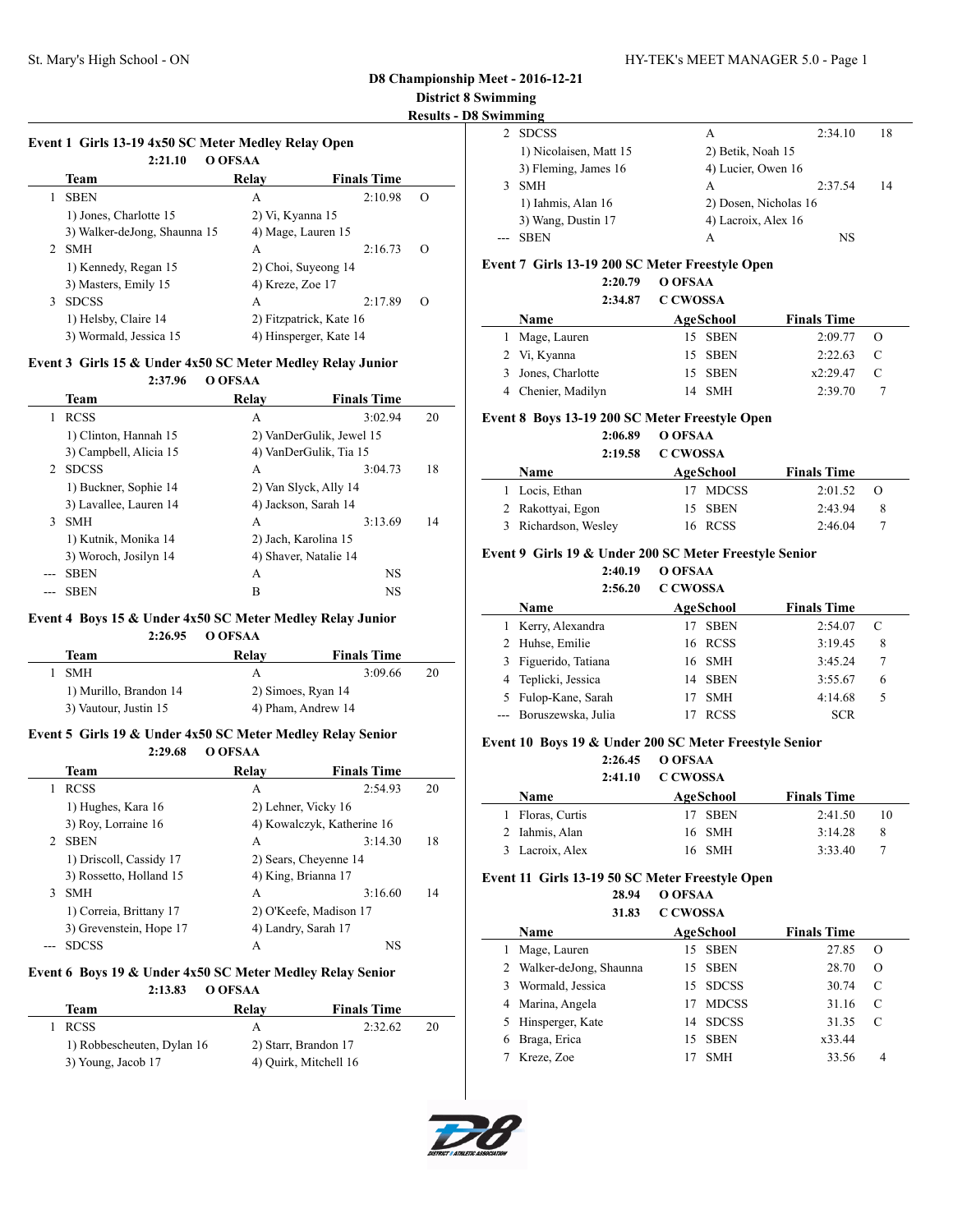**D8 Championship Meet - 2016-12-21**

**District 8 Swimming**

**Results - D8 Swimming**

### Event 1 Girls 13-19 4x50 SC Meter Medley Relay Open

2:21.10 O OFSAA

| | Team | Relay | Finals Time | |
|---|---|---|---|---|
| 1 | SBEN | A | 2:10.98 | O |
| | 1) Jones, Charlotte 15 | 2) Vi, Kyanna 15 | | |
| | 3) Walker-deJong, Shaunna 15 | 4) Mage, Lauren 15 | | |
| 2 | SMH | A | 2:16.73 | O |
| | 1) Kennedy, Regan 15 | 2) Choi, Suyeong 14 | | |
| | 3) Masters, Emily 15 | 4) Kreze, Zoe 17 | | |
| 3 | SDCSS | A | 2:17.89 | O |
| | 1) Helsby, Claire 14 | 2) Fitzpatrick, Kate 16 | | |
| | 3) Wormald, Jessica 15 | 4) Hinsperger, Kate 14 | | |

### Event 3 Girls 15 & Under 4x50 SC Meter Medley Relay Junior

2:37.96 O OFSAA

| | Team | Relay | Finals Time | |
|---|---|---|---|---|
| 1 | RCSS | A | 3:02.94 | 20 |
| | 1) Clinton, Hannah 15 | 2) VanDerGulik, Jewel 15 | | |
| | 3) Campbell, Alicia 15 | 4) VanDerGulik, Tia 15 | | |
| 2 | SDCSS | A | 3:04.73 | 18 |
| | 1) Buckner, Sophie 14 | 2) Van Slyck, Ally 14 | | |
| | 3) Lavallee, Lauren 14 | 4) Jackson, Sarah 14 | | |
| 3 | SMH | A | 3:13.69 | 14 |
| | 1) Kutnik, Monika 14 | 2) Jach, Karolina 15 | | |
| | 3) Woroch, Josilyn 14 | 4) Shaver, Natalie 14 | | |
| --- | SBEN | A | NS | |
| --- | SBEN | B | NS | |

### Event 4 Boys 15 & Under 4x50 SC Meter Medley Relay Junior

2:26.95 O OFSAA

| | Team | Relay | Finals Time | |
|---|---|---|---|---|
| 1 | SMH | A | 3:09.66 | 20 |
| | 1) Murillo, Brandon 14 | 2) Simoes, Ryan 14 | | |
| | 3) Vautour, Justin 15 | 4) Pham, Andrew 14 | | |

### Event 5 Girls 19 & Under 4x50 SC Meter Medley Relay Senior

2:29.68 O OFSAA

| | Team | Relay | Finals Time | |
|---|---|---|---|---|
| 1 | RCSS | A | 2:54.93 | 20 |
| | 1) Hughes, Kara 16 | 2) Lehner, Vicky 16 | | |
| | 3) Roy, Lorraine 16 | 4) Kowalczyk, Katherine 16 | | |
| 2 | SBEN | A | 3:14.30 | 18 |
| | 1) Driscoll, Cassidy 17 | 2) Sears, Cheyenne 14 | | |
| | 3) Rossetto, Holland 15 | 4) King, Brianna 17 | | |
| 3 | SMH | A | 3:16.60 | 14 |
| | 1) Correia, Brittany 17 | 2) O'Keefe, Madison 17 | | |
| | 3) Grevenstein, Hope 17 | 4) Landry, Sarah 17 | | |
| --- | SDCSS | A | NS | |

### Event 6 Boys 19 & Under 4x50 SC Meter Medley Relay Senior

2:13.83 O OFSAA

| | Team | Relay | Finals Time | |
|---|---|---|---|---|
| 1 | RCSS | A | 2:32.62 | 20 |
| | 1) Robbescheuten, Dylan 16 | 2) Starr, Brandon 17 | | |
| | 3) Young, Jacob 17 | 4) Quirk, Mitchell 16 | | |
| 2 | SDCSS | A | 2:34.10 | 18 |
| | 1) Nicolaisen, Matt 15 | 2) Betik, Noah 15 | | |
| | 3) Fleming, James 16 | 4) Lucier, Owen 16 | | |
| 3 | SMH | A | 2:37.54 | 14 |
| | 1) Iahmis, Alan 16 | 2) Dosen, Nicholas 16 | | |
| | 3) Wang, Dustin 17 | 4) Lacroix, Alex 16 | | |
| --- | SBEN | A | NS | |

### Event 7 Girls 13-19 200 SC Meter Freestyle Open

2:20.79 O OFSAA
2:34.87 C CWOSSA

| | Name | Age | School | Finals Time | |
|---|---|---|---|---|---|
| 1 | Mage, Lauren | 15 | SBEN | 2:09.77 | O |
| 2 | Vi, Kyanna | 15 | SBEN | 2:22.63 | C |
| 3 | Jones, Charlotte | 15 | SBEN | x2:29.47 | C |
| 4 | Chenier, Madilyn | 14 | SMH | 2:39.70 | 7 |

### Event 8 Boys 13-19 200 SC Meter Freestyle Open

2:06.89 O OFSAA
2:19.58 C CWOSSA

| | Name | Age | School | Finals Time | |
|---|---|---|---|---|---|
| 1 | Locis, Ethan | 17 | MDCSS | 2:01.52 | O |
| 2 | Rakottyai, Egon | 15 | SBEN | 2:43.94 | 8 |
| 3 | Richardson, Wesley | 16 | RCSS | 2:46.04 | 7 |

### Event 9 Girls 19 & Under 200 SC Meter Freestyle Senior

2:40.19 O OFSAA
2:56.20 C CWOSSA

| | Name | Age | School | Finals Time | |
|---|---|---|---|---|---|
| 1 | Kerry, Alexandra | 17 | SBEN | 2:54.07 | C |
| 2 | Huhse, Emilie | 16 | RCSS | 3:19.45 | 8 |
| 3 | Figuerido, Tatiana | 16 | SMH | 3:45.24 | 7 |
| 4 | Teplicki, Jessica | 14 | SBEN | 3:55.67 | 6 |
| 5 | Fulop-Kane, Sarah | 17 | SMH | 4:14.68 | 5 |
| --- | Boruszewska, Julia | 17 | RCSS | SCR | |

### Event 10 Boys 19 & Under 200 SC Meter Freestyle Senior

2:26.45 O OFSAA
2:41.10 C CWOSSA

| | Name | Age | School | Finals Time | |
|---|---|---|---|---|---|
| 1 | Floras, Curtis | 17 | SBEN | 2:41.50 | 10 |
| 2 | Iahmis, Alan | 16 | SMH | 3:14.28 | 8 |
| 3 | Lacroix, Alex | 16 | SMH | 3:33.40 | 7 |

### Event 11 Girls 13-19 50 SC Meter Freestyle Open

28.94 O OFSAA
31.83 C CWOSSA

| | Name | Age | School | Finals Time | |
|---|---|---|---|---|---|
| 1 | Mage, Lauren | 15 | SBEN | 27.85 | O |
| 2 | Walker-deJong, Shaunna | 15 | SBEN | 28.70 | O |
| 3 | Wormald, Jessica | 15 | SDCSS | 30.74 | C |
| 4 | Marina, Angela | 17 | MDCSS | 31.16 | C |
| 5 | Hinsperger, Kate | 14 | SDCSS | 31.35 | C |
| 6 | Braga, Erica | 15 | SBEN | x33.44 | |
| 7 | Kreze, Zoe | 17 | SMH | 33.56 | 4 |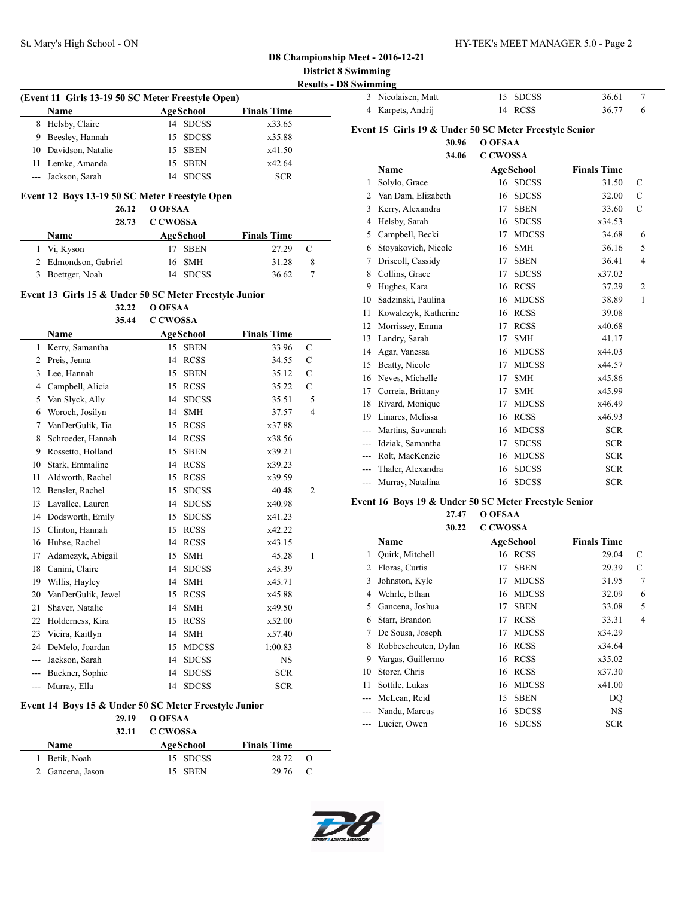## D8 Championship Meet - 2016-12-21
## District 8 Swimming
### Results - D8 Swimming

### (Event 11 Girls 13-19 50 SC Meter Freestyle Open)

| | Name | Age | School | Finals Time | |
|---|---|---|---|---|---|
| 8 | Helsby, Claire | 14 | SDCSS | x33.65 | |
| 9 | Beesley, Hannah | 15 | SDCSS | x35.88 | |
| 10 | Davidson, Natalie | 15 | SBEN | x41.50 | |
| 11 | Lemke, Amanda | 15 | SBEN | x42.64 | |
| --- | Jackson, Sarah | 14 | SDCSS | SCR | |

### Event 12 Boys 13-19 50 SC Meter Freestyle Open

26.12 O OFSAA
28.73 C CWOSSA

| | Name | Age | School | Finals Time | |
|---|---|---|---|---|---|
| 1 | Vi, Kyson | 17 | SBEN | 27.29 | C |
| 2 | Edmondson, Gabriel | 16 | SMH | 31.28 | 8 |
| 3 | Boettger, Noah | 14 | SDCSS | 36.62 | 7 |

### Event 13 Girls 15 & Under 50 SC Meter Freestyle Junior

32.22 O OFSAA
35.44 C CWOSSA

| | Name | Age | School | Finals Time | |
|---|---|---|---|---|---|
| 1 | Kerry, Samantha | 15 | SBEN | 33.96 | C |
| 2 | Preis, Jenna | 14 | RCSS | 34.55 | C |
| 3 | Lee, Hannah | 15 | SBEN | 35.12 | C |
| 4 | Campbell, Alicia | 15 | RCSS | 35.22 | C |
| 5 | Van Slyck, Ally | 14 | SDCSS | 35.51 | 5 |
| 6 | Woroch, Josilyn | 14 | SMH | 37.57 | 4 |
| 7 | VanDerGulik, Tia | 15 | RCSS | x37.88 | |
| 8 | Schroeder, Hannah | 14 | RCSS | x38.56 | |
| 9 | Rossetto, Holland | 15 | SBEN | x39.21 | |
| 10 | Stark, Emmaline | 14 | RCSS | x39.23 | |
| 11 | Aldworth, Rachel | 15 | RCSS | x39.59 | |
| 12 | Bensler, Rachel | 15 | SDCSS | 40.48 | 2 |
| 13 | Lavallee, Lauren | 14 | SDCSS | x40.98 | |
| 14 | Dodsworth, Emily | 15 | SDCSS | x41.23 | |
| 15 | Clinton, Hannah | 15 | RCSS | x42.22 | |
| 16 | Huhse, Rachel | 14 | RCSS | x43.15 | |
| 17 | Adamczyk, Abigail | 15 | SMH | 45.28 | 1 |
| 18 | Canini, Claire | 14 | SDCSS | x45.39 | |
| 19 | Willis, Hayley | 14 | SMH | x45.71 | |
| 20 | VanDerGulik, Jewel | 15 | RCSS | x45.88 | |
| 21 | Shaver, Natalie | 14 | SMH | x49.50 | |
| 22 | Holderness, Kira | 15 | RCSS | x52.00 | |
| 23 | Vieira, Kaitlyn | 14 | SMH | x57.40 | |
| 24 | DeMelo, Joardan | 15 | MDCSS | 1:00.83 | |
| --- | Jackson, Sarah | 14 | SDCSS | NS | |
| --- | Buckner, Sophie | 14 | SDCSS | SCR | |
| --- | Murray, Ella | 14 | SDCSS | SCR | |

### Event 14 Boys 15 & Under 50 SC Meter Freestyle Junior

29.19 O OFSAA
32.11 C CWOSSA

| | Name | Age | School | Finals Time | |
|---|---|---|---|---|---|
| 1 | Betik, Noah | 15 | SDCSS | 28.72 | O |
| 2 | Gancena, Jason | 15 | SBEN | 29.76 | C |
| 3 | Nicolaisen, Matt | 15 | SDCSS | 36.61 | 7 |
| 4 | Karpets, Andrij | 14 | RCSS | 36.77 | 6 |

### Event 15 Girls 19 & Under 50 SC Meter Freestyle Senior

30.96 O OFSAA
34.06 C CWOSSA

| | Name | Age | School | Finals Time | |
|---|---|---|---|---|---|
| 1 | Solylo, Grace | 16 | SDCSS | 31.50 | C |
| 2 | Van Dam, Elizabeth | 16 | SDCSS | 32.00 | C |
| 3 | Kerry, Alexandra | 17 | SBEN | 33.60 | C |
| 4 | Helsby, Sarah | 16 | SDCSS | x34.53 | |
| 5 | Campbell, Becki | 17 | MDCSS | 34.68 | 6 |
| 6 | Stoyakovich, Nicole | 16 | SMH | 36.16 | 5 |
| 7 | Driscoll, Cassidy | 17 | SBEN | 36.41 | 4 |
| 8 | Collins, Grace | 17 | SDCSS | x37.02 | |
| 9 | Hughes, Kara | 16 | RCSS | 37.29 | 2 |
| 10 | Sadzinski, Paulina | 16 | MDCSS | 38.89 | 1 |
| 11 | Kowalczyk, Katherine | 16 | RCSS | 39.08 | |
| 12 | Morrissey, Emma | 17 | RCSS | x40.68 | |
| 13 | Landry, Sarah | 17 | SMH | 41.17 | |
| 14 | Agar, Vanessa | 16 | MDCSS | x44.03 | |
| 15 | Beatty, Nicole | 17 | MDCSS | x44.57 | |
| 16 | Neves, Michelle | 17 | SMH | x45.86 | |
| 17 | Correia, Brittany | 17 | SMH | x45.99 | |
| 18 | Rivard, Monique | 17 | MDCSS | x46.49 | |
| 19 | Linares, Melissa | 16 | RCSS | x46.93 | |
| --- | Martins, Savannah | 16 | MDCSS | SCR | |
| --- | Idziak, Samantha | 17 | SDCSS | SCR | |
| --- | Rolt, MacKenzie | 16 | MDCSS | SCR | |
| --- | Thaler, Alexandra | 16 | SDCSS | SCR | |
| --- | Murray, Natalina | 16 | SDCSS | SCR | |

### Event 16 Boys 19 & Under 50 SC Meter Freestyle Senior

27.47 O OFSAA
30.22 C CWOSSA

| | Name | Age | School | Finals Time | |
|---|---|---|---|---|---|
| 1 | Quirk, Mitchell | 16 | RCSS | 29.04 | C |
| 2 | Floras, Curtis | 17 | SBEN | 29.39 | C |
| 3 | Johnston, Kyle | 17 | MDCSS | 31.95 | 7 |
| 4 | Wehrle, Ethan | 16 | MDCSS | 32.09 | 6 |
| 5 | Gancena, Joshua | 17 | SBEN | 33.08 | 5 |
| 6 | Starr, Brandon | 17 | RCSS | 33.31 | 4 |
| 7 | De Sousa, Joseph | 17 | MDCSS | x34.29 | |
| 8 | Robbescheuten, Dylan | 16 | RCSS | x34.64 | |
| 9 | Vargas, Guillermo | 16 | RCSS | x35.02 | |
| 10 | Storer, Chris | 16 | RCSS | x37.30 | |
| 11 | Sottile, Lukas | 16 | MDCSS | x41.00 | |
| --- | McLean, Reid | 15 | SBEN | DQ | |
| --- | Nandu, Marcus | 16 | SDCSS | NS | |
| --- | Lucier, Owen | 16 | SDCSS | SCR | |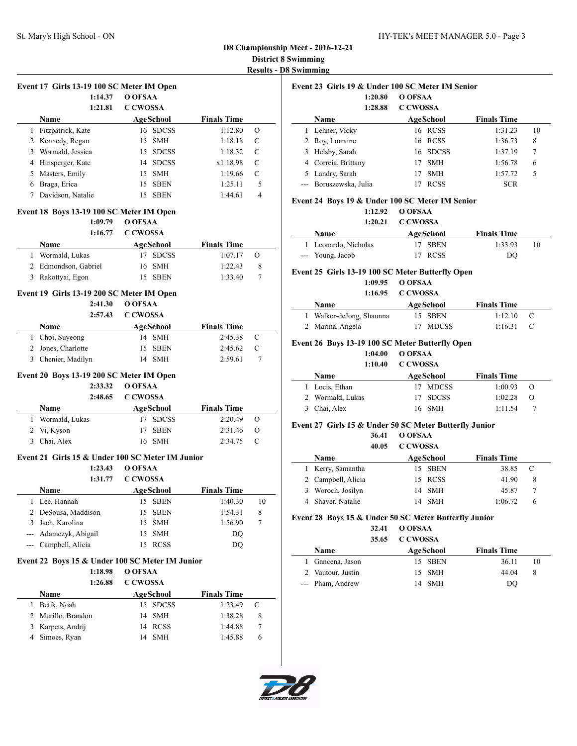# D8 Championship Meet - 2016-12-21

## District 8 Swimming

### Results - D8 Swimming

**Event 17 Girls 13-19 100 SC Meter IM Open**

1:14.37 O OFSAA
1:21.81 C CWOSSA

| | Name | Age | School | Finals Time | |
|---|---|---|---|---|---|
| 1 | Fitzpatrick, Kate | 16 | SDCSS | 1:12.80 | O |
| 2 | Kennedy, Regan | 15 | SMH | 1:18.18 | C |
| 3 | Wormald, Jessica | 15 | SDCSS | 1:18.32 | C |
| 4 | Hinsperger, Kate | 14 | SDCSS | x1:18.98 | C |
| 5 | Masters, Emily | 15 | SMH | 1:19.66 | C |
| 6 | Braga, Erica | 15 | SBEN | 1:25.11 | 5 |
| 7 | Davidson, Natalie | 15 | SBEN | 1:44.61 | 4 |

**Event 18 Boys 13-19 100 SC Meter IM Open**

1:09.79 O OFSAA
1:16.77 C CWOSSA

| | Name | Age | School | Finals Time | |
|---|---|---|---|---|---|
| 1 | Wormald, Lukas | 17 | SDCSS | 1:07.17 | O |
| 2 | Edmondson, Gabriel | 16 | SMH | 1:22.43 | 8 |
| 3 | Rakottyai, Egon | 15 | SBEN | 1:33.40 | 7 |

**Event 19 Girls 13-19 200 SC Meter IM Open**

2:41.30 O OFSAA
2:57.43 C CWOSSA

| | Name | Age | School | Finals Time | |
|---|---|---|---|---|---|
| 1 | Choi, Suyeong | 14 | SMH | 2:45.38 | C |
| 2 | Jones, Charlotte | 15 | SBEN | 2:45.62 | C |
| 3 | Chenier, Madilyn | 14 | SMH | 2:59.61 | 7 |

**Event 20 Boys 13-19 200 SC Meter IM Open**

2:33.32 O OFSAA
2:48.65 C CWOSSA

| | Name | Age | School | Finals Time | |
|---|---|---|---|---|---|
| 1 | Wormald, Lukas | 17 | SDCSS | 2:20.49 | O |
| 2 | Vi, Kyson | 17 | SBEN | 2:31.46 | O |
| 3 | Chai, Alex | 16 | SMH | 2:34.75 | C |

**Event 21 Girls 15 & Under 100 SC Meter IM Junior**

1:23.43 O OFSAA
1:31.77 C CWOSSA

| | Name | Age | School | Finals Time | |
|---|---|---|---|---|---|
| 1 | Lee, Hannah | 15 | SBEN | 1:40.30 | 10 |
| 2 | DeSousa, Maddison | 15 | SBEN | 1:54.31 | 8 |
| 3 | Jach, Karolina | 15 | SMH | 1:56.90 | 7 |
| --- | Adamczyk, Abigail | 15 | SMH | DQ | |
| --- | Campbell, Alicia | 15 | RCSS | DQ | |

**Event 22 Boys 15 & Under 100 SC Meter IM Junior**

1:18.98 O OFSAA
1:26.88 C CWOSSA

| | Name | Age | School | Finals Time | |
|---|---|---|---|---|---|
| 1 | Betik, Noah | 15 | SDCSS | 1:23.49 | C |
| 2 | Murillo, Brandon | 14 | SMH | 1:38.28 | 8 |
| 3 | Karpets, Andrij | 14 | RCSS | 1:44.88 | 7 |
| 4 | Simoes, Ryan | 14 | SMH | 1:45.88 | 6 |

**Event 23 Girls 19 & Under 100 SC Meter IM Senior**

1:20.80 O OFSAA
1:28.88 C CWOSSA

| | Name | Age | School | Finals Time | |
|---|---|---|---|---|---|
| 1 | Lehner, Vicky | 16 | RCSS | 1:31.23 | 10 |
| 2 | Roy, Lorraine | 16 | RCSS | 1:36.73 | 8 |
| 3 | Helsby, Sarah | 16 | SDCSS | 1:37.19 | 7 |
| 4 | Correia, Brittany | 17 | SMH | 1:56.78 | 6 |
| 5 | Landry, Sarah | 17 | SMH | 1:57.72 | 5 |
| --- | Boruszewska, Julia | 17 | RCSS | SCR | |

**Event 24 Boys 19 & Under 100 SC Meter IM Senior**

1:12.92 O OFSAA
1:20.21 C CWOSSA

| | Name | Age | School | Finals Time | |
|---|---|---|---|---|---|
| 1 | Leonardo, Nicholas | 17 | SBEN | 1:33.93 | 10 |
| --- | Young, Jacob | 17 | RCSS | DQ | |

**Event 25 Girls 13-19 100 SC Meter Butterfly Open**

1:09.95 O OFSAA
1:16.95 C CWOSSA

| | Name | Age | School | Finals Time | |
|---|---|---|---|---|---|
| 1 | Walker-deJong, Shaunna | 15 | SBEN | 1:12.10 | C |
| 2 | Marina, Angela | 17 | MDCSS | 1:16.31 | C |

**Event 26 Boys 13-19 100 SC Meter Butterfly Open**

1:04.00 O OFSAA
1:10.40 C CWOSSA

| | Name | Age | School | Finals Time | |
|---|---|---|---|---|---|
| 1 | Locis, Ethan | 17 | MDCSS | 1:00.93 | O |
| 2 | Wormald, Lukas | 17 | SDCSS | 1:02.28 | O |
| 3 | Chai, Alex | 16 | SMH | 1:11.54 | 7 |

**Event 27 Girls 15 & Under 50 SC Meter Butterfly Junior**

36.41 O OFSAA
40.05 C CWOSSA

| | Name | Age | School | Finals Time | |
|---|---|---|---|---|---|
| 1 | Kerry, Samantha | 15 | SBEN | 38.85 | C |
| 2 | Campbell, Alicia | 15 | RCSS | 41.90 | 8 |
| 3 | Woroch, Josilyn | 14 | SMH | 45.87 | 7 |
| 4 | Shaver, Natalie | 14 | SMH | 1:06.72 | 6 |

**Event 28 Boys 15 & Under 50 SC Meter Butterfly Junior**

32.41 O OFSAA
35.65 C CWOSSA

| | Name | Age | School | Finals Time | |
|---|---|---|---|---|---|
| 1 | Gancena, Jason | 15 | SBEN | 36.11 | 10 |
| 2 | Vautour, Justin | 15 | SMH | 44.04 | 8 |
| --- | Pham, Andrew | 14 | SMH | DQ | |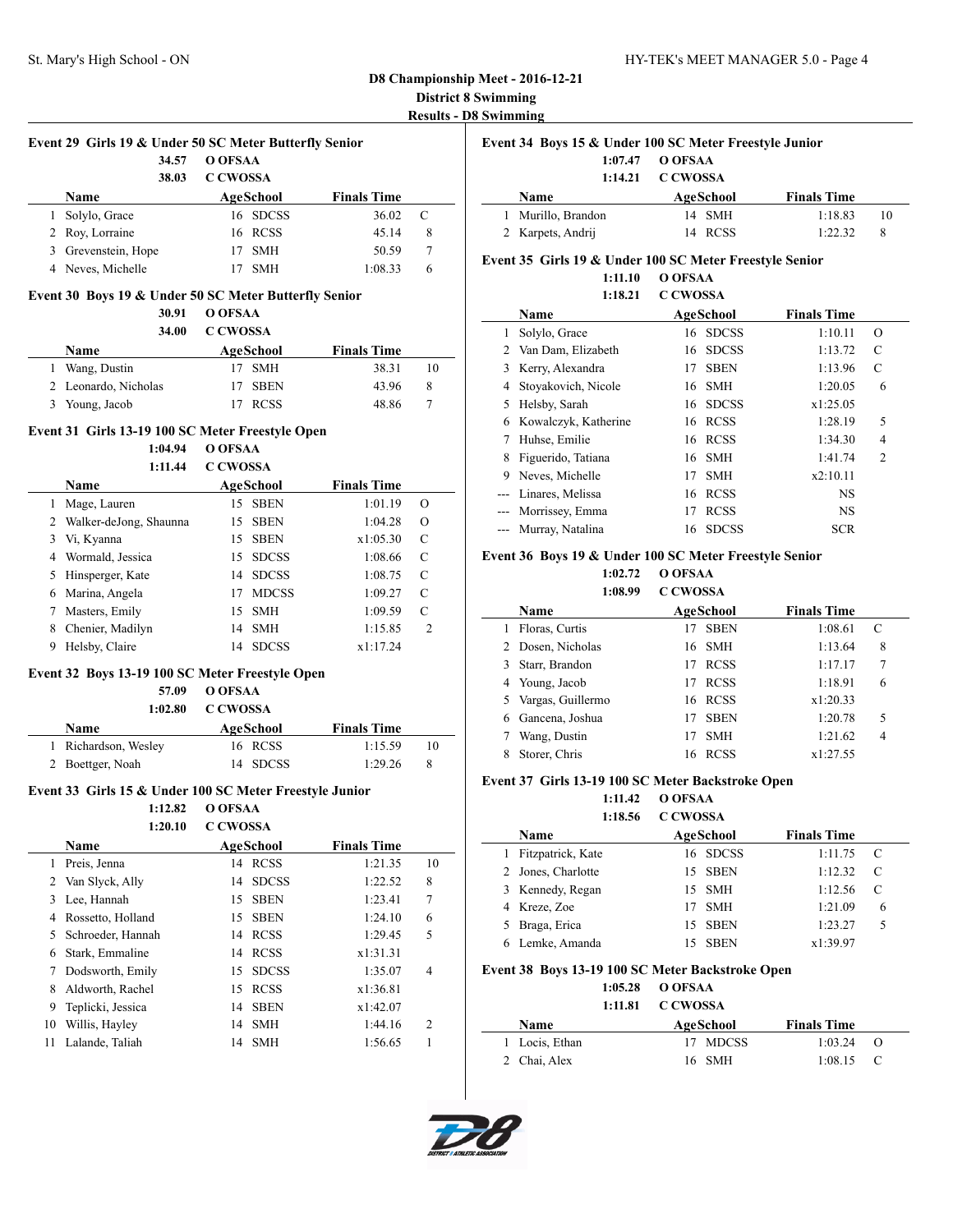## D8 Championship Meet - 2016-12-21

### District 8 Swimming

**Results - D8 Swimming**

#### Event 29 Girls 19 & Under 50 SC Meter Butterfly Senior

34.57 O OFSAA
38.03 C CWOSSA

| | Name | Age | School | Finals Time | |
|---|---|---|---|---|---|
| 1 | Solylo, Grace | 16 | SDCSS | 36.02 | C |
| 2 | Roy, Lorraine | 16 | RCSS | 45.14 | 8 |
| 3 | Grevenstein, Hope | 17 | SMH | 50.59 | 7 |
| 4 | Neves, Michelle | 17 | SMH | 1:08.33 | 6 |

#### Event 30 Boys 19 & Under 50 SC Meter Butterfly Senior

30.91 O OFSAA
34.00 C CWOSSA

| | Name | Age | School | Finals Time | |
|---|---|---|---|---|---|
| 1 | Wang, Dustin | 17 | SMH | 38.31 | 10 |
| 2 | Leonardo, Nicholas | 17 | SBEN | 43.96 | 8 |
| 3 | Young, Jacob | 17 | RCSS | 48.86 | 7 |

#### Event 31 Girls 13-19 100 SC Meter Freestyle Open

1:04.94 O OFSAA
1:11.44 C CWOSSA

| | Name | Age | School | Finals Time | |
|---|---|---|---|---|---|
| 1 | Mage, Lauren | 15 | SBEN | 1:01.19 | O |
| 2 | Walker-deJong, Shaunna | 15 | SBEN | 1:04.28 | O |
| 3 | Vi, Kyanna | 15 | SBEN | x1:05.30 | C |
| 4 | Wormald, Jessica | 15 | SDCSS | 1:08.66 | C |
| 5 | Hinsperger, Kate | 14 | SDCSS | 1:08.75 | C |
| 6 | Marina, Angela | 17 | MDCSS | 1:09.27 | C |
| 7 | Masters, Emily | 15 | SMH | 1:09.59 | C |
| 8 | Chenier, Madilyn | 14 | SMH | 1:15.85 | 2 |
| 9 | Helsby, Claire | 14 | SDCSS | x1:17.24 | |

#### Event 32 Boys 13-19 100 SC Meter Freestyle Open

57.09 O OFSAA
1:02.80 C CWOSSA

| | Name | Age | School | Finals Time | |
|---|---|---|---|---|---|
| 1 | Richardson, Wesley | 16 | RCSS | 1:15.59 | 10 |
| 2 | Boettger, Noah | 14 | SDCSS | 1:29.26 | 8 |

#### Event 33 Girls 15 & Under 100 SC Meter Freestyle Junior

1:12.82 O OFSAA
1:20.10 C CWOSSA

| | Name | Age | School | Finals Time | |
|---|---|---|---|---|---|
| 1 | Preis, Jenna | 14 | RCSS | 1:21.35 | 10 |
| 2 | Van Slyck, Ally | 14 | SDCSS | 1:22.52 | 8 |
| 3 | Lee, Hannah | 15 | SBEN | 1:23.41 | 7 |
| 4 | Rossetto, Holland | 15 | SBEN | 1:24.10 | 6 |
| 5 | Schroeder, Hannah | 14 | RCSS | 1:29.45 | 5 |
| 6 | Stark, Emmaline | 14 | RCSS | x1:31.31 | |
| 7 | Dodsworth, Emily | 15 | SDCSS | 1:35.07 | 4 |
| 8 | Aldworth, Rachel | 15 | RCSS | x1:36.81 | |
| 9 | Teplicki, Jessica | 14 | SBEN | x1:42.07 | |
| 10 | Willis, Hayley | 14 | SMH | 1:44.16 | 2 |
| 11 | Lalande, Taliah | 14 | SMH | 1:56.65 | 1 |

#### Event 34 Boys 15 & Under 100 SC Meter Freestyle Junior

1:07.47 O OFSAA
1:14.21 C CWOSSA

| | Name | Age | School | Finals Time | |
|---|---|---|---|---|---|
| 1 | Murillo, Brandon | 14 | SMH | 1:18.83 | 10 |
| 2 | Karpets, Andrij | 14 | RCSS | 1:22.32 | 8 |

#### Event 35 Girls 19 & Under 100 SC Meter Freestyle Senior

1:11.10 O OFSAA
1:18.21 C CWOSSA

| | Name | Age | School | Finals Time | |
|---|---|---|---|---|---|
| 1 | Solylo, Grace | 16 | SDCSS | 1:10.11 | O |
| 2 | Van Dam, Elizabeth | 16 | SDCSS | 1:13.72 | C |
| 3 | Kerry, Alexandra | 17 | SBEN | 1:13.96 | C |
| 4 | Stoyakovich, Nicole | 16 | SMH | 1:20.05 | 6 |
| 5 | Helsby, Sarah | 16 | SDCSS | x1:25.05 | |
| 6 | Kowalczyk, Katherine | 16 | RCSS | 1:28.19 | 5 |
| 7 | Huhse, Emilie | 16 | RCSS | 1:34.30 | 4 |
| 8 | Figuerido, Tatiana | 16 | SMH | 1:41.74 | 2 |
| 9 | Neves, Michelle | 17 | SMH | x2:10.11 | |
| --- | Linares, Melissa | 16 | RCSS | NS | |
| --- | Morrissey, Emma | 17 | RCSS | NS | |
| --- | Murray, Natalina | 16 | SDCSS | SCR | |

#### Event 36 Boys 19 & Under 100 SC Meter Freestyle Senior

1:02.72 O OFSAA
1:08.99 C CWOSSA

| | Name | Age | School | Finals Time | |
|---|---|---|---|---|---|
| 1 | Floras, Curtis | 17 | SBEN | 1:08.61 | C |
| 2 | Dosen, Nicholas | 16 | SMH | 1:13.64 | 8 |
| 3 | Starr, Brandon | 17 | RCSS | 1:17.17 | 7 |
| 4 | Young, Jacob | 17 | RCSS | 1:18.91 | 6 |
| 5 | Vargas, Guillermo | 16 | RCSS | x1:20.33 | |
| 6 | Gancena, Joshua | 17 | SBEN | 1:20.78 | 5 |
| 7 | Wang, Dustin | 17 | SMH | 1:21.62 | 4 |
| 8 | Storer, Chris | 16 | RCSS | x1:27.55 | |

#### Event 37 Girls 13-19 100 SC Meter Backstroke Open

1:11.42 O OFSAA
1:18.56 C CWOSSA

| | Name | Age | School | Finals Time | |
|---|---|---|---|---|---|
| 1 | Fitzpatrick, Kate | 16 | SDCSS | 1:11.75 | C |
| 2 | Jones, Charlotte | 15 | SBEN | 1:12.32 | C |
| 3 | Kennedy, Regan | 15 | SMH | 1:12.56 | C |
| 4 | Kreze, Zoe | 17 | SMH | 1:21.09 | 6 |
| 5 | Braga, Erica | 15 | SBEN | 1:23.27 | 5 |
| 6 | Lemke, Amanda | 15 | SBEN | x1:39.97 | |

#### Event 38 Boys 13-19 100 SC Meter Backstroke Open

1:05.28 O OFSAA
1:11.81 C CWOSSA

| | Name | Age | School | Finals Time | |
|---|---|---|---|---|---|
| 1 | Locis, Ethan | 17 | MDCSS | 1:03.24 | O |
| 2 | Chai, Alex | 16 | SMH | 1:08.15 | C |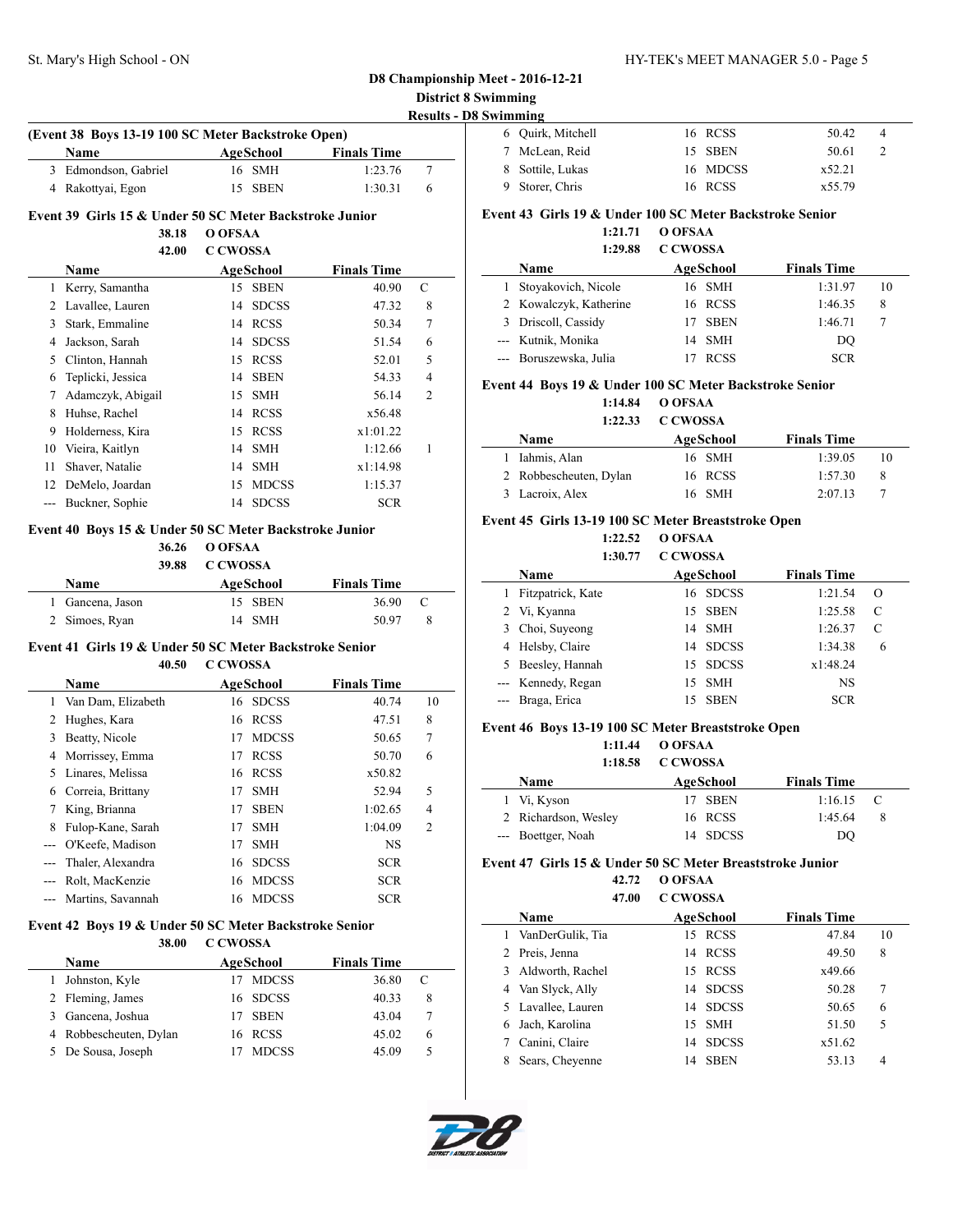## D8 Championship Meet - 2016-12-21

### District 8 Swimming

### Results - D8 Swimming

**(Event 38 Boys 13-19 100 SC Meter Backstroke Open)**

| | Name | Age | School | Finals Time | |
|---|---|---|---|---|---|
| 3 | Edmondson, Gabriel | 16 | SMH | 1:23.76 | 7 |
| 4 | Rakottyai, Egon | 15 | SBEN | 1:30.31 | 6 |

**Event 39 Girls 15 & Under 50 SC Meter Backstroke Junior**

38.18 O OFSAA
42.00 C CWOSSA

| | Name | Age | School | Finals Time | |
|---|---|---|---|---|---|
| 1 | Kerry, Samantha | 15 | SBEN | 40.90 | C |
| 2 | Lavallee, Lauren | 14 | SDCSS | 47.32 | 8 |
| 3 | Stark, Emmaline | 14 | RCSS | 50.34 | 7 |
| 4 | Jackson, Sarah | 14 | SDCSS | 51.54 | 6 |
| 5 | Clinton, Hannah | 15 | RCSS | 52.01 | 5 |
| 6 | Teplicki, Jessica | 14 | SBEN | 54.33 | 4 |
| 7 | Adamczyk, Abigail | 15 | SMH | 56.14 | 2 |
| 8 | Huhse, Rachel | 14 | RCSS | x56.48 | |
| 9 | Holderness, Kira | 15 | RCSS | x1:01.22 | |
| 10 | Vieira, Kaitlyn | 14 | SMH | 1:12.66 | 1 |
| 11 | Shaver, Natalie | 14 | SMH | x1:14.98 | |
| 12 | DeMelo, Joardan | 15 | MDCSS | 1:15.37 | |
| --- | Buckner, Sophie | 14 | SDCSS | SCR | |

**Event 40 Boys 15 & Under 50 SC Meter Backstroke Junior**

36.26 O OFSAA
39.88 C CWOSSA

| | Name | Age | School | Finals Time | |
|---|---|---|---|---|---|
| 1 | Gancena, Jason | 15 | SBEN | 36.90 | C |
| 2 | Simoes, Ryan | 14 | SMH | 50.97 | 8 |

**Event 41 Girls 19 & Under 50 SC Meter Backstroke Senior**

40.50 C CWOSSA

| | Name | Age | School | Finals Time | |
|---|---|---|---|---|---|
| 1 | Van Dam, Elizabeth | 16 | SDCSS | 40.74 | 10 |
| 2 | Hughes, Kara | 16 | RCSS | 47.51 | 8 |
| 3 | Beatty, Nicole | 17 | MDCSS | 50.65 | 7 |
| 4 | Morrissey, Emma | 17 | RCSS | 50.70 | 6 |
| 5 | Linares, Melissa | 16 | RCSS | x50.82 | |
| 6 | Correia, Brittany | 17 | SMH | 52.94 | 5 |
| 7 | King, Brianna | 17 | SBEN | 1:02.65 | 4 |
| 8 | Fulop-Kane, Sarah | 17 | SMH | 1:04.09 | 2 |
| --- | O'Keefe, Madison | 17 | SMH | NS | |
| --- | Thaler, Alexandra | 16 | SDCSS | SCR | |
| --- | Rolt, MacKenzie | 16 | MDCSS | SCR | |
| --- | Martins, Savannah | 16 | MDCSS | SCR | |

**Event 42 Boys 19 & Under 50 SC Meter Backstroke Senior**

38.00 C CWOSSA

| | Name | Age | School | Finals Time | |
|---|---|---|---|---|---|
| 1 | Johnston, Kyle | 17 | MDCSS | 36.80 | C |
| 2 | Fleming, James | 16 | SDCSS | 40.33 | 8 |
| 3 | Gancena, Joshua | 17 | SBEN | 43.04 | 7 |
| 4 | Robbescheuten, Dylan | 16 | RCSS | 45.02 | 6 |
| 5 | De Sousa, Joseph | 17 | MDCSS | 45.09 | 5 |
| 6 | Quirk, Mitchell | 16 | RCSS | 50.42 | 4 |
| 7 | McLean, Reid | 15 | SBEN | 50.61 | 2 |
| 8 | Sottile, Lukas | 16 | MDCSS | x52.21 | |
| 9 | Storer, Chris | 16 | RCSS | x55.79 | |

**Event 43 Girls 19 & Under 100 SC Meter Backstroke Senior**

1:21.71 O OFSAA
1:29.88 C CWOSSA

| | Name | Age | School | Finals Time | |
|---|---|---|---|---|---|
| 1 | Stoyakovich, Nicole | 16 | SMH | 1:31.97 | 10 |
| 2 | Kowalczyk, Katherine | 16 | RCSS | 1:46.35 | 8 |
| 3 | Driscoll, Cassidy | 17 | SBEN | 1:46.71 | 7 |
| --- | Kutnik, Monika | 14 | SMH | DQ | |
| --- | Boruszewska, Julia | 17 | RCSS | SCR | |

**Event 44 Boys 19 & Under 100 SC Meter Backstroke Senior**

1:14.84 O OFSAA
1:22.33 C CWOSSA

| | Name | Age | School | Finals Time | |
|---|---|---|---|---|---|
| 1 | Iahmis, Alan | 16 | SMH | 1:39.05 | 10 |
| 2 | Robbescheuten, Dylan | 16 | RCSS | 1:57.30 | 8 |
| 3 | Lacroix, Alex | 16 | SMH | 2:07.13 | 7 |

**Event 45 Girls 13-19 100 SC Meter Breaststroke Open**

1:22.52 O OFSAA
1:30.77 C CWOSSA

| | Name | Age | School | Finals Time | |
|---|---|---|---|---|---|
| 1 | Fitzpatrick, Kate | 16 | SDCSS | 1:21.54 | O |
| 2 | Vi, Kyanna | 15 | SBEN | 1:25.58 | C |
| 3 | Choi, Suyeong | 14 | SMH | 1:26.37 | C |
| 4 | Helsby, Claire | 14 | SDCSS | 1:34.38 | 6 |
| 5 | Beesley, Hannah | 15 | SDCSS | x1:48.24 | |
| --- | Kennedy, Regan | 15 | SMH | NS | |
| --- | Braga, Erica | 15 | SBEN | SCR | |

**Event 46 Boys 13-19 100 SC Meter Breaststroke Open**

1:11.44 O OFSAA
1:18.58 C CWOSSA

| | Name | Age | School | Finals Time | |
|---|---|---|---|---|---|
| 1 | Vi, Kyson | 17 | SBEN | 1:16.15 | C |
| 2 | Richardson, Wesley | 16 | RCSS | 1:45.64 | 8 |
| --- | Boettger, Noah | 14 | SDCSS | DQ | |

**Event 47 Girls 15 & Under 50 SC Meter Breaststroke Junior**

42.72 O OFSAA
47.00 C CWOSSA

| | Name | Age | School | Finals Time | |
|---|---|---|---|---|---|
| 1 | VanDerGulik, Tia | 15 | RCSS | 47.84 | 10 |
| 2 | Preis, Jenna | 14 | RCSS | 49.50 | 8 |
| 3 | Aldworth, Rachel | 15 | RCSS | x49.66 | |
| 4 | Van Slyck, Ally | 14 | SDCSS | 50.28 | 7 |
| 5 | Lavallee, Lauren | 14 | SDCSS | 50.65 | 6 |
| 6 | Jach, Karolina | 15 | SMH | 51.50 | 5 |
| 7 | Canini, Claire | 14 | SDCSS | x51.62 | |
| 8 | Sears, Cheyenne | 14 | SBEN | 53.13 | 4 |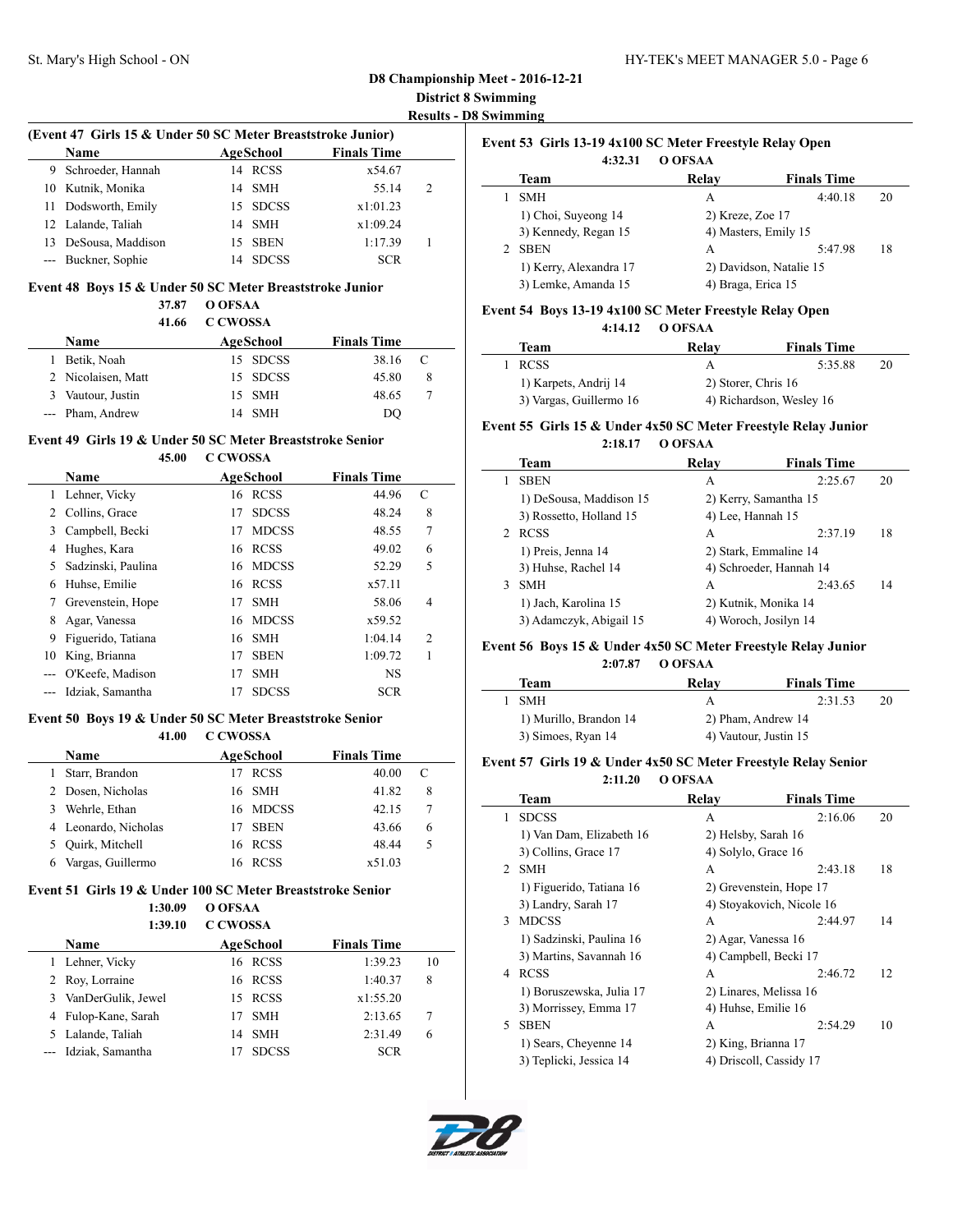**D8 Championship Meet - 2016-12-21**
**District 8 Swimming**
**Results - D8 Swimming**

### (Event 47 Girls 15 & Under 50 SC Meter Breaststroke Junior)

| | Name | Age | School | Finals Time | |
|---|---|---|---|---|---|
| 9 | Schroeder, Hannah | 14 | RCSS | x54.67 | |
| 10 | Kutnik, Monika | 14 | SMH | 55.14 | 2 |
| 11 | Dodsworth, Emily | 15 | SDCSS | x1:01.23 | |
| 12 | Lalande, Taliah | 14 | SMH | x1:09.24 | |
| 13 | DeSousa, Maddison | 15 | SBEN | 1:17.39 | 1 |
| --- | Buckner, Sophie | 14 | SDCSS | SCR | |

### Event 48 Boys 15 & Under 50 SC Meter Breaststroke Junior

37.87 O OFSAA
41.66 C CWOSSA

| | Name | Age | School | Finals Time | |
|---|---|---|---|---|---|
| 1 | Betik, Noah | 15 | SDCSS | 38.16 | C |
| 2 | Nicolaisen, Matt | 15 | SDCSS | 45.80 | 8 |
| 3 | Vautour, Justin | 15 | SMH | 48.65 | 7 |
| --- | Pham, Andrew | 14 | SMH | DQ | |

### Event 49 Girls 19 & Under 50 SC Meter Breaststroke Senior

45.00 C CWOSSA

| | Name | Age | School | Finals Time | |
|---|---|---|---|---|---|
| 1 | Lehner, Vicky | 16 | RCSS | 44.96 | C |
| 2 | Collins, Grace | 17 | SDCSS | 48.24 | 8 |
| 3 | Campbell, Becki | 17 | MDCSS | 48.55 | 7 |
| 4 | Hughes, Kara | 16 | RCSS | 49.02 | 6 |
| 5 | Sadzinski, Paulina | 16 | MDCSS | 52.29 | 5 |
| 6 | Huhse, Emilie | 16 | RCSS | x57.11 | |
| 7 | Grevenstein, Hope | 17 | SMH | 58.06 | 4 |
| 8 | Agar, Vanessa | 16 | MDCSS | x59.52 | |
| 9 | Figuerido, Tatiana | 16 | SMH | 1:04.14 | 2 |
| 10 | King, Brianna | 17 | SBEN | 1:09.72 | 1 |
| --- | O'Keefe, Madison | 17 | SMH | NS | |
| --- | Idziak, Samantha | 17 | SDCSS | SCR | |

### Event 50 Boys 19 & Under 50 SC Meter Breaststroke Senior

41.00 C CWOSSA

| | Name | Age | School | Finals Time | |
|---|---|---|---|---|---|
| 1 | Starr, Brandon | 17 | RCSS | 40.00 | C |
| 2 | Dosen, Nicholas | 16 | SMH | 41.82 | 8 |
| 3 | Wehrle, Ethan | 16 | MDCSS | 42.15 | 7 |
| 4 | Leonardo, Nicholas | 17 | SBEN | 43.66 | 6 |
| 5 | Quirk, Mitchell | 16 | RCSS | 48.44 | 5 |
| 6 | Vargas, Guillermo | 16 | RCSS | x51.03 | |

### Event 51 Girls 19 & Under 100 SC Meter Breaststroke Senior

1:30.09 O OFSAA
1:39.10 C CWOSSA

| | Name | Age | School | Finals Time | |
|---|---|---|---|---|---|
| 1 | Lehner, Vicky | 16 | RCSS | 1:39.23 | 10 |
| 2 | Roy, Lorraine | 16 | RCSS | 1:40.37 | 8 |
| 3 | VanDerGulik, Jewel | 15 | RCSS | x1:55.20 | |
| 4 | Fulop-Kane, Sarah | 17 | SMH | 2:13.65 | 7 |
| 5 | Lalande, Taliah | 14 | SMH | 2:31.49 | 6 |
| --- | Idziak, Samantha | 17 | SDCSS | SCR | |

### Event 53 Girls 13-19 4x100 SC Meter Freestyle Relay Open

4:32.31 O OFSAA

| | Team | Relay | Finals Time | |
|---|---|---|---|---|
| 1 | SMH | A | 4:40.18 | 20 |
| | 1) Choi, Suyeong 14 | 2) Kreze, Zoe 17 | | |
| | 3) Kennedy, Regan 15 | 4) Masters, Emily 15 | | |
| 2 | SBEN | A | 5:47.98 | 18 |
| | 1) Kerry, Alexandra 17 | 2) Davidson, Natalie 15 | | |
| | 3) Lemke, Amanda 15 | 4) Braga, Erica 15 | | |

### Event 54 Boys 13-19 4x100 SC Meter Freestyle Relay Open

4:14.12 O OFSAA

| | Team | Relay | Finals Time | |
|---|---|---|---|---|
| 1 | RCSS | A | 5:35.88 | 20 |
| | 1) Karpets, Andrij 14 | 2) Storer, Chris 16 | | |
| | 3) Vargas, Guillermo 16 | 4) Richardson, Wesley 16 | | |

### Event 55 Girls 15 & Under 4x50 SC Meter Freestyle Relay Junior

2:18.17 O OFSAA

| | Team | Relay | Finals Time | |
|---|---|---|---|---|
| 1 | SBEN | A | 2:25.67 | 20 |
| | 1) DeSousa, Maddison 15 | 2) Kerry, Samantha 15 | | |
| | 3) Rossetto, Holland 15 | 4) Lee, Hannah 15 | | |
| 2 | RCSS | A | 2:37.19 | 18 |
| | 1) Preis, Jenna 14 | 2) Stark, Emmaline 14 | | |
| | 3) Huhse, Rachel 14 | 4) Schroeder, Hannah 14 | | |
| 3 | SMH | A | 2:43.65 | 14 |
| | 1) Jach, Karolina 15 | 2) Kutnik, Monika 14 | | |
| | 3) Adamczyk, Abigail 15 | 4) Woroch, Josilyn 14 | | |

### Event 56 Boys 15 & Under 4x50 SC Meter Freestyle Relay Junior

2:07.87 O OFSAA

| | Team | Relay | Finals Time | |
|---|---|---|---|---|
| 1 | SMH | A | 2:31.53 | 20 |
| | 1) Murillo, Brandon 14 | 2) Pham, Andrew 14 | | |
| | 3) Simoes, Ryan 14 | 4) Vautour, Justin 15 | | |

### Event 57 Girls 19 & Under 4x50 SC Meter Freestyle Relay Senior

2:11.20 O OFSAA

| | Team | Relay | Finals Time | |
|---|---|---|---|---|
| 1 | SDCSS | A | 2:16.06 | 20 |
| | 1) Van Dam, Elizabeth 16 | 2) Helsby, Sarah 16 | | |
| | 3) Collins, Grace 17 | 4) Solylo, Grace 16 | | |
| 2 | SMH | A | 2:43.18 | 18 |
| | 1) Figuerido, Tatiana 16 | 2) Grevenstein, Hope 17 | | |
| | 3) Landry, Sarah 17 | 4) Stoyakovich, Nicole 16 | | |
| 3 | MDCSS | A | 2:44.97 | 14 |
| | 1) Sadzinski, Paulina 16 | 2) Agar, Vanessa 16 | | |
| | 3) Martins, Savannah 16 | 4) Campbell, Becki 17 | | |
| 4 | RCSS | A | 2:46.72 | 12 |
| | 1) Boruszewska, Julia 17 | 2) Linares, Melissa 16 | | |
| | 3) Morrissey, Emma 17 | 4) Huhse, Emilie 16 | | |
| 5 | SBEN | A | 2:54.29 | 10 |
| | 1) Sears, Cheyenne 14 | 2) King, Brianna 17 | | |
| | 3) Teplicki, Jessica 14 | 4) Driscoll, Cassidy 17 | | |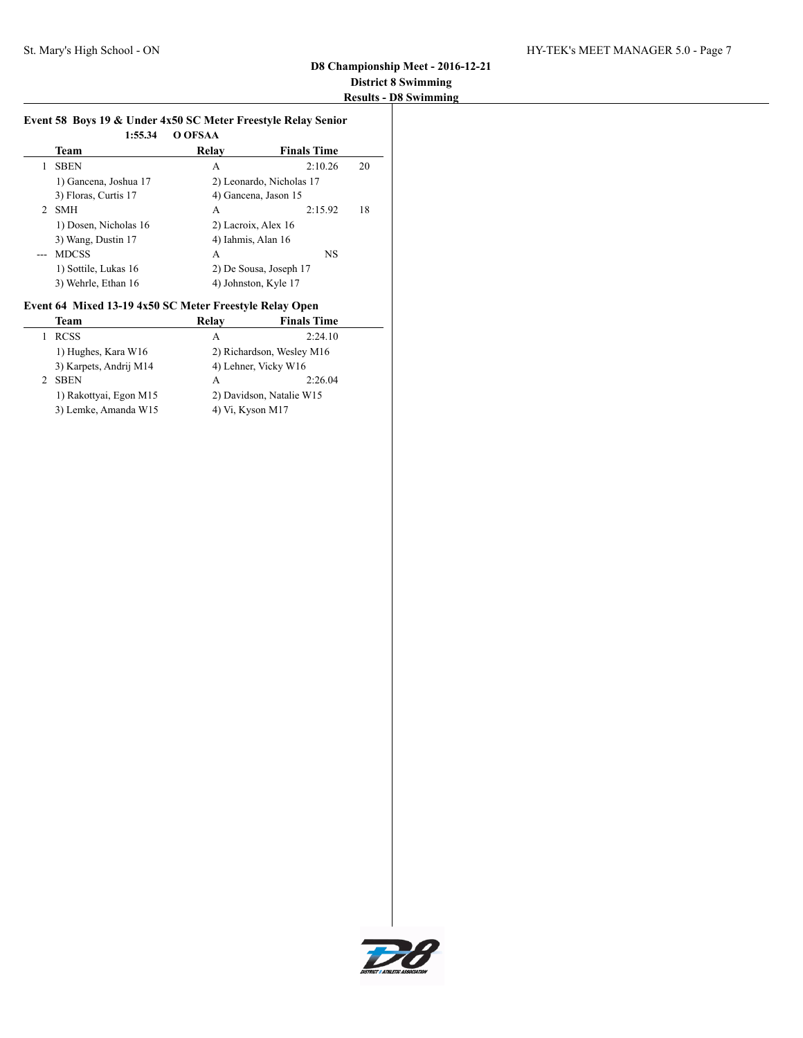### Event 58 Boys 19 & Under 4x50 SC Meter Freestyle Relay Senior

1:55.34 O OFSAA

| | Team | Relay | Finals Time | |
|---|---|---|---|---|
| 1 | SBEN | A | 2:10.26 | 20 |
| | 1) Gancena, Joshua 17 | 2) Leonardo, Nicholas 17 | | |
| | 3) Floras, Curtis 17 | 4) Gancena, Jason 15 | | |
| 2 | SMH | A | 2:15.92 | 18 |
| | 1) Dosen, Nicholas 16 | 2) Lacroix, Alex 16 | | |
| | 3) Wang, Dustin 17 | 4) Iahmis, Alan 16 | | |
| --- | MDCSS | A | NS | |
| | 1) Sottile, Lukas 16 | 2) De Sousa, Joseph 17 | | |
| | 3) Wehrle, Ethan 16 | 4) Johnston, Kyle 17 | | |

### Event 64 Mixed 13-19 4x50 SC Meter Freestyle Relay Open

| | Team | Relay | Finals Time |
|---|---|---|---|
| 1 | RCSS | A | 2:24.10 |
| | 1) Hughes, Kara W16 | 2) Richardson, Wesley M16 | |
| | 3) Karpets, Andrij M14 | 4) Lehner, Vicky W16 | |
| 2 | SBEN | A | 2:26.04 |
| | 1) Rakottyai, Egon M15 | 2) Davidson, Natalie W15 | |
| | 3) Lemke, Amanda W15 | 4) Vi, Kyson M17 | |